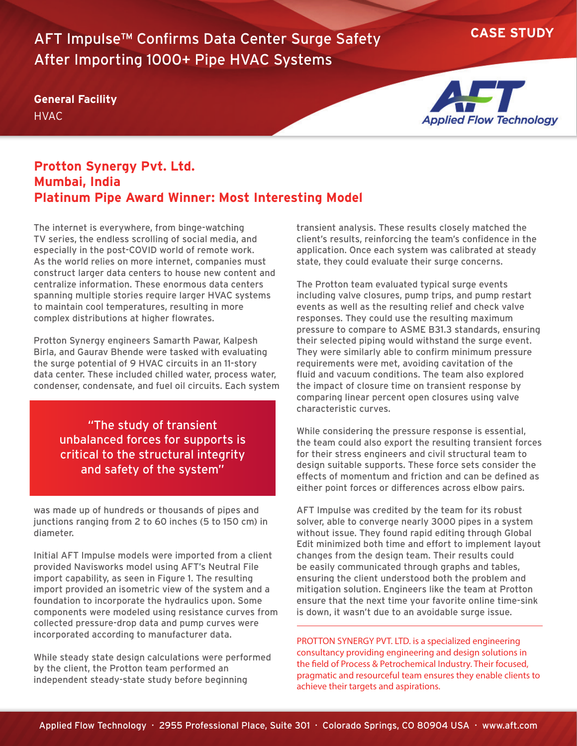# AFT Impulse™ Confirms Data Center Surge Safety After Importing 1000+ Pipe HVAC Systems

**CASE STUDY**

**General Facility**
HVAC

AFT Applied Flow Technology

## Protton Synergy Pvt. Ltd.
## Mumbai, India
## Platinum Pipe Award Winner: Most Interesting Model

The internet is everywhere, from binge-watching TV series, the endless scrolling of social media, and especially in the post-COVID world of remote work. As the world relies on more internet, companies must construct larger data centers to house new content and centralize information. These enormous data centers spanning multiple stories require larger HVAC systems to maintain cool temperatures, resulting in more complex distributions at higher flowrates.

Protton Synergy engineers Samarth Pawar, Kalpesh Birla, and Gaurav Bhende were tasked with evaluating the surge potential of 9 HVAC circuits in an 11-story data center. These included chilled water, process water, condenser, condensate, and fuel oil circuits. Each system was made up of hundreds or thousands of pipes and junctions ranging from 2 to 60 inches (5 to 150 cm) in diameter.

> "The study of transient unbalanced forces for supports is critical to the structural integrity and safety of the system"

Initial AFT Impulse models were imported from a client provided Navisworks model using AFT's Neutral File import capability, as seen in Figure 1. The resulting import provided an isometric view of the system and a foundation to incorporate the hydraulics upon. Some components were modeled using resistance curves from collected pressure-drop data and pump curves were incorporated according to manufacturer data.

While steady state design calculations were performed by the client, the Protton team performed an independent steady-state study before beginning transient analysis. These results closely matched the client's results, reinforcing the team's confidence in the application. Once each system was calibrated at steady state, they could evaluate their surge concerns.

The Protton team evaluated typical surge events including valve closures, pump trips, and pump restart events as well as the resulting relief and check valve responses. They could use the resulting maximum pressure to compare to ASME B31.3 standards, ensuring their selected piping would withstand the surge event. They were similarly able to confirm minimum pressure requirements were met, avoiding cavitation of the fluid and vacuum conditions. The team also explored the impact of closure time on transient response by comparing linear percent open closures using valve characteristic curves.

While considering the pressure response is essential, the team could also export the resulting transient forces for their stress engineers and civil structural team to design suitable supports. These force sets consider the effects of momentum and friction and can be defined as either point forces or differences across elbow pairs.

AFT Impulse was credited by the team for its robust solver, able to converge nearly 3000 pipes in a system without issue. They found rapid editing through Global Edit minimized both time and effort to implement layout changes from the design team. Their results could be easily communicated through graphs and tables, ensuring the client understood both the problem and mitigation solution. Engineers like the team at Protton ensure that the next time your favorite online time-sink is down, it wasn't due to an avoidable surge issue.

---

PROTTON SYNERGY PVT. LTD. is a specialized engineering consultancy providing engineering and design solutions in the field of Process & Petrochemical Industry. Their focused, pragmatic and resourceful team ensures they enable clients to achieve their targets and aspirations.

Applied Flow Technology · 2955 Professional Place, Suite 301 · Colorado Springs, CO 80904 USA · www.aft.com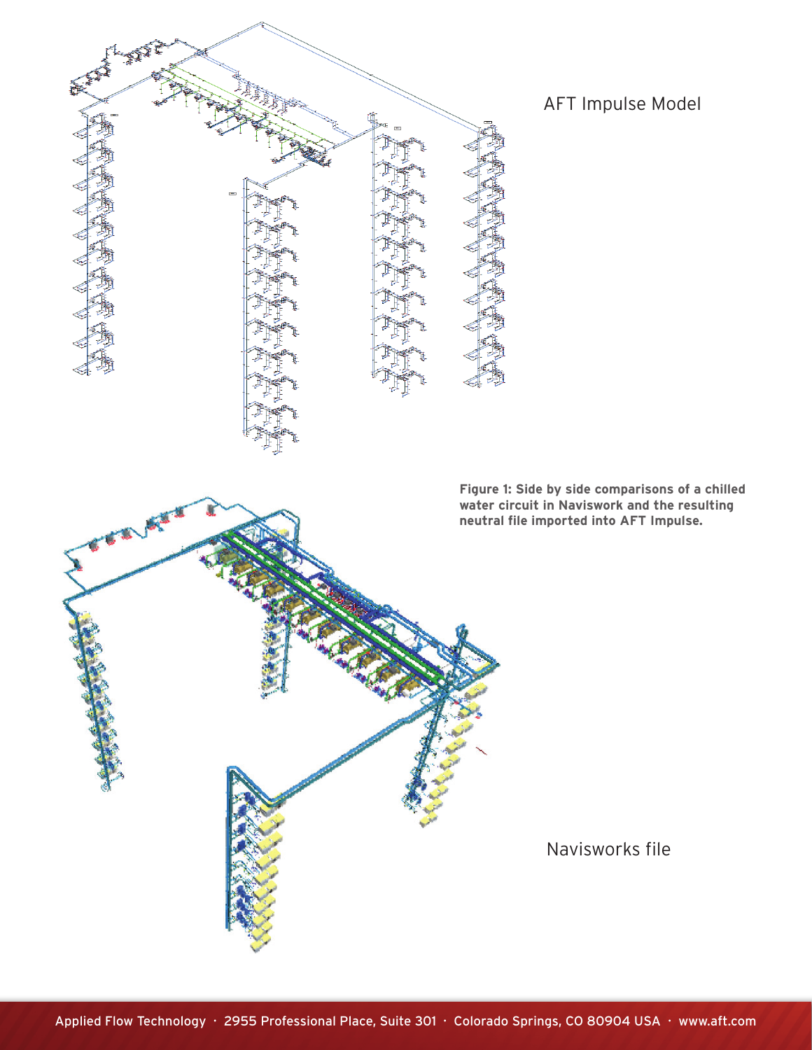AFT Impulse Model

**Figure 1: Side by side comparisons of a chilled water circuit in Naviswork and the resulting neutral file imported into AFT Impulse.**

Navisworks file